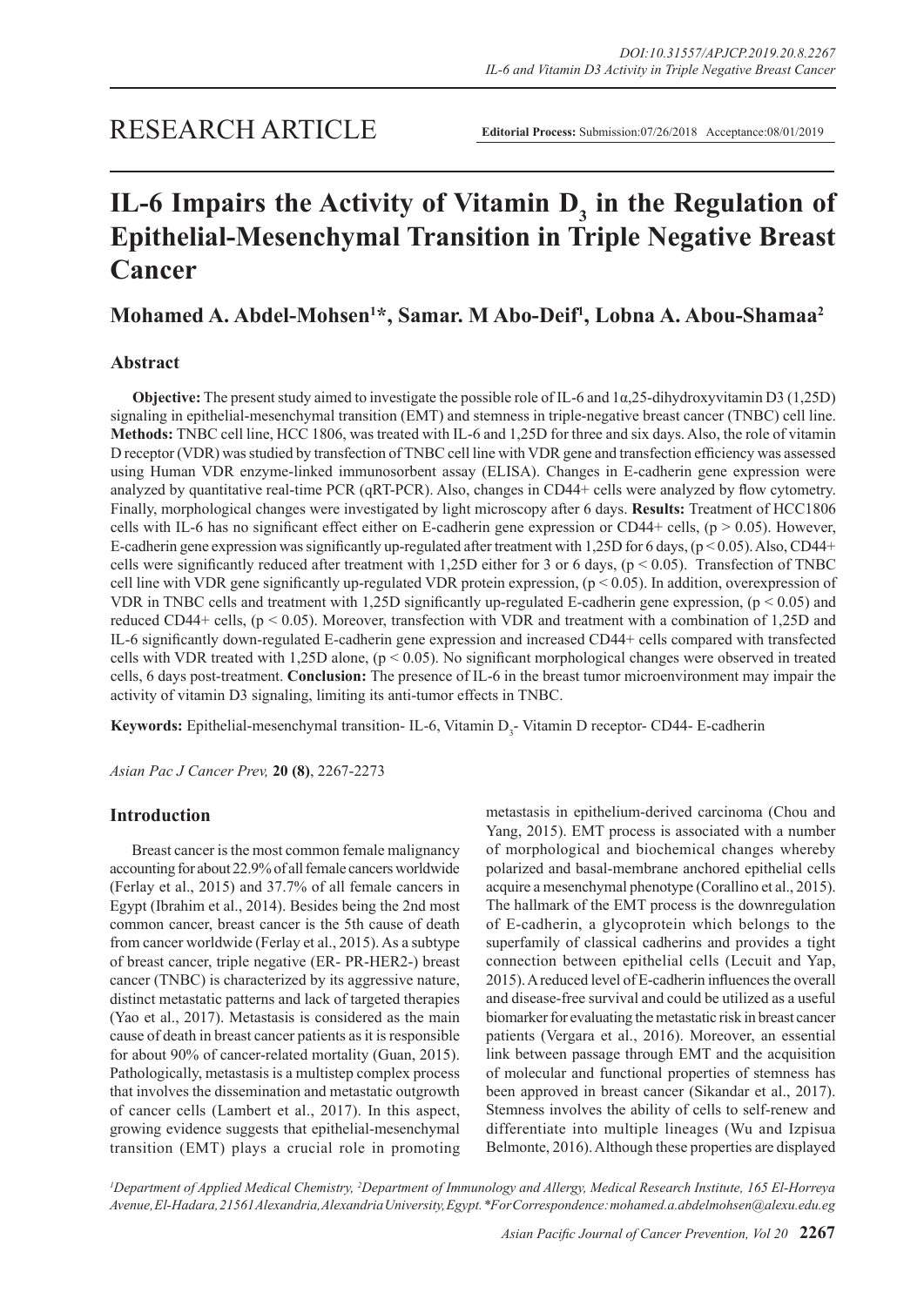# RESEARCH ARTICLE

**Editorial Process:** Submission:07/26/2018 Acceptance:08/01/2019

# IL-6 Impairs the Activity of Vitamin $D_3$ in the Regulation of Epithelial-Mesenchymal Transition in Triple Negative Breast Cancer

## Mohamed A. Abdel-Mohsen[1]*, Samar. M Abo-Deif[1], Lobna A. Abou-Shamaa[2]

## Abstract

**Objective:** The present study aimed to investigate the possible role of IL-6 and 1α,25-dihydroxyvitamin D3 (1,25D) signaling in epithelial-mesenchymal transition (EMT) and stemness in triple-negative breast cancer (TNBC) cell line. **Methods:** TNBC cell line, HCC 1806, was treated with IL-6 and 1,25D for three and six days. Also, the role of vitamin D receptor (VDR) was studied by transfection of TNBC cell line with VDR gene and transfection efficiency was assessed using Human VDR enzyme-linked immunosorbent assay (ELISA). Changes in E-cadherin gene expression were analyzed by quantitative real-time PCR (qRT-PCR). Also, changes in CD44+ cells were analyzed by flow cytometry. Finally, morphological changes were investigated by light microscopy after 6 days. **Results:** Treatment of HCC1806 cells with IL-6 has no significant effect either on E-cadherin gene expression or CD44+ cells, ($p > 0.05$). However, E-cadherin gene expression was significantly up-regulated after treatment with 1,25D for 6 days, ($p < 0.05$). Also, CD44+ cells were significantly reduced after treatment with 1,25D either for 3 or 6 days, ($p < 0.05$). Transfection of TNBC cell line with VDR gene significantly up-regulated VDR protein expression, ($p < 0.05$). In addition, overexpression of VDR in TNBC cells and treatment with 1,25D significantly up-regulated E-cadherin gene expression, ($p < 0.05$) and reduced CD44+ cells, ($p < 0.05$). Moreover, transfection with VDR and treatment with a combination of 1,25D and IL-6 significantly down-regulated E-cadherin gene expression and increased CD44+ cells compared with transfected cells with VDR treated with 1,25D alone, ($p < 0.05$). No significant morphological changes were observed in treated cells, 6 days post-treatment. **Conclusion:** The presence of IL-6 in the breast tumor microenvironment may impair the activity of vitamin D3 signaling, limiting its anti-tumor effects in TNBC.

**Keywords:** Epithelial-mesenchymal transition- IL-6, Vitamin $D_3$- Vitamin D receptor- CD44- E-cadherin

*Asian Pac J Cancer Prev,* **20 (8)**, 2267-2273

## Introduction

Breast cancer is the most common female malignancy accounting for about 22.9% of all female cancers worldwide (Ferlay et al., 2015) and 37.7% of all female cancers in Egypt (Ibrahim et al., 2014). Besides being the 2nd most common cancer, breast cancer is the 5th cause of death from cancer worldwide (Ferlay et al., 2015). As a subtype of breast cancer, triple negative (ER- PR-HER2-) breast cancer (TNBC) is characterized by its aggressive nature, distinct metastatic patterns and lack of targeted therapies (Yao et al., 2017). Metastasis is considered as the main cause of death in breast cancer patients as it is responsible for about 90% of cancer-related mortality (Guan, 2015). Pathologically, metastasis is a multistep complex process that involves the dissemination and metastatic outgrowth of cancer cells (Lambert et al., 2017). In this aspect, growing evidence suggests that epithelial-mesenchymal transition (EMT) plays a crucial role in promoting metastasis in epithelium-derived carcinoma (Chou and Yang, 2015). EMT process is associated with a number of morphological and biochemical changes whereby polarized and basal-membrane anchored epithelial cells acquire a mesenchymal phenotype (Corallino et al., 2015). The hallmark of the EMT process is the downregulation of E-cadherin, a glycoprotein which belongs to the superfamily of classical cadherins and provides a tight connection between epithelial cells (Lecuit and Yap, 2015). A reduced level of E-cadherin influences the overall and disease-free survival and could be utilized as a useful biomarker for evaluating the metastatic risk in breast cancer patients (Vergara et al., 2016). Moreover, an essential link between passage through EMT and the acquisition of molecular and functional properties of stemness has been approved in breast cancer (Sikandar et al., 2017). Stemness involves the ability of cells to self-renew and differentiate into multiple lineages (Wu and Izpisua Belmonte, 2016). Although these properties are displayed

*[1]Department of Applied Medical Chemistry, [2]Department of Immunology and Allergy, Medical Research Institute, 165 El-Horreya Avenue, El-Hadara, 21561 Alexandria, Alexandria University, Egypt. *For Correspondence: mohamed.a.abdelmohsen@alexu.edu.eg*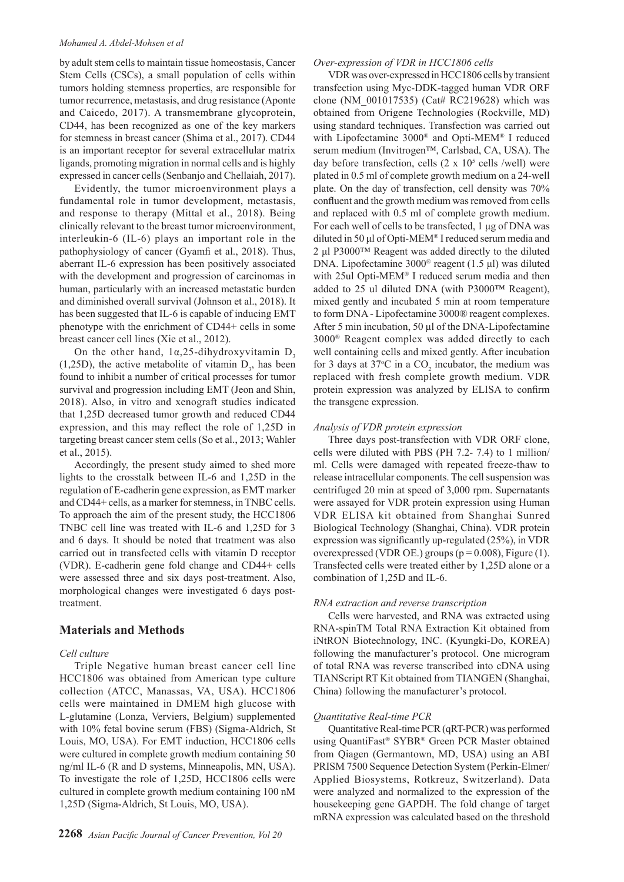by adult stem cells to maintain tissue homeostasis, Cancer Stem Cells (CSCs), a small population of cells within tumors holding stemness properties, are responsible for tumor recurrence, metastasis, and drug resistance (Aponte and Caicedo, 2017). A transmembrane glycoprotein, CD44, has been recognized as one of the key markers for stemness in breast cancer (Shima et al., 2017). CD44 is an important receptor for several extracellular matrix ligands, promoting migration in normal cells and is highly expressed in cancer cells (Senbanjo and Chellaiah, 2017).

Evidently, the tumor microenvironment plays a fundamental role in tumor development, metastasis, and response to therapy (Mittal et al., 2018). Being clinically relevant to the breast tumor microenvironment, interleukin-6 (IL-6) plays an important role in the pathophysiology of cancer (Gyamfi et al., 2018). Thus, aberrant IL-6 expression has been positively associated with the development and progression of carcinomas in human, particularly with an increased metastatic burden and diminished overall survival (Johnson et al., 2018). It has been suggested that IL-6 is capable of inducing EMT phenotype with the enrichment of CD44+ cells in some breast cancer cell lines (Xie et al., 2012).

On the other hand, 1α,25-dihydroxyvitamin $D_3$ (1,25D), the active metabolite of vitamin $D_3$, has been found to inhibit a number of critical processes for tumor survival and progression including EMT (Jeon and Shin, 2018). Also, in vitro and xenograft studies indicated that 1,25D decreased tumor growth and reduced CD44 expression, and this may reflect the role of 1,25D in targeting breast cancer stem cells (So et al., 2013; Wahler et al., 2015).

Accordingly, the present study aimed to shed more lights to the crosstalk between IL-6 and 1,25D in the regulation of E-cadherin gene expression, as EMT marker and CD44+ cells, as a marker for stemness, in TNBC cells. To approach the aim of the present study, the HCC1806 TNBC cell line was treated with IL-6 and 1,25D for 3 and 6 days. It should be noted that treatment was also carried out in transfected cells with vitamin D receptor (VDR). E-cadherin gene fold change and CD44+ cells were assessed three and six days post-treatment. Also, morphological changes were investigated 6 days post-treatment.

## Materials and Methods

### *Cell culture*

Triple Negative human breast cancer cell line HCC1806 was obtained from American type culture collection (ATCC, Manassas, VA, USA). HCC1806 cells were maintained in DMEM high glucose with L-glutamine (Lonza, Verviers, Belgium) supplemented with 10% fetal bovine serum (FBS) (Sigma-Aldrich, St Louis, MO, USA). For EMT induction, HCC1806 cells were cultured in complete growth medium containing 50 ng/ml IL-6 (R and D systems, Minneapolis, MN, USA). To investigate the role of 1,25D, HCC1806 cells were cultured in complete growth medium containing 100 nM 1,25D (Sigma-Aldrich, St Louis, MO, USA).

### *Over-expression of VDR in HCC1806 cells*

VDR was over-expressed in HCC1806 cells by transient transfection using Myc-DDK-tagged human VDR ORF clone (NM_001017535) (Cat# RC219628) which was obtained from Origene Technologies (Rockville, MD) using standard techniques. Transfection was carried out with Lipofectamine 3000® and Opti-MEM® I reduced serum medium (Invitrogen™, Carlsbad, CA, USA). The day before transfection, cells ($2 \times 10^5$ cells /well) were plated in 0.5 ml of complete growth medium on a 24-well plate. On the day of transfection, cell density was 70% confluent and the growth medium was removed from cells and replaced with 0.5 ml of complete growth medium. For each well of cells to be transfected, 1 µg of DNA was diluted in 50 µl of Opti-MEM® I reduced serum media and 2 µl P3000™ Reagent was added directly to the diluted DNA. Lipofectamine 3000® reagent (1.5 µl) was diluted with 25ul Opti-MEM® I reduced serum media and then added to 25 ul diluted DNA (with P3000™ Reagent), mixed gently and incubated 5 min at room temperature to form DNA - Lipofectamine 3000® reagent complexes. After 5 min incubation, 50 µl of the DNA-Lipofectamine 3000® Reagent complex was added directly to each well containing cells and mixed gently. After incubation for 3 days at 37°C in a $CO_2$ incubator, the medium was replaced with fresh complete growth medium. VDR protein expression was analyzed by ELISA to confirm the transgene expression.

### *Analysis of VDR protein expression*

Three days post-transfection with VDR ORF clone, cells were diluted with PBS (PH 7.2- 7.4) to 1 million/ml. Cells were damaged with repeated freeze-thaw to release intracellular components. The cell suspension was centrifuged 20 min at speed of 3,000 rpm. Supernatants were assayed for VDR protein expression using Human VDR ELISA kit obtained from Shanghai Sunred Biological Technology (Shanghai, China). VDR protein expression was significantly up-regulated (25%), in VDR overexpressed (VDR OE.) groups ($p = 0.008$), Figure (1). Transfected cells were treated either by 1,25D alone or a combination of 1,25D and IL-6.

### *RNA extraction and reverse transcription*

Cells were harvested, and RNA was extracted using RNA-spinTM Total RNA Extraction Kit obtained from iNtRON Biotechnology, INC. (Kyungki-Do, KOREA) following the manufacturer's protocol. One microgram of total RNA was reverse transcribed into cDNA using TIANScript RT Kit obtained from TIANGEN (Shanghai, China) following the manufacturer's protocol.

### *Quantitative Real-time PCR*

Quantitative Real-time PCR (qRT-PCR) was performed using QuantiFast® SYBR® Green PCR Master obtained from Qiagen (Germantown, MD, USA) using an ABI PRISM 7500 Sequence Detection System (Perkin-Elmer/Applied Biosystems, Rotkreuz, Switzerland). Data were analyzed and normalized to the expression of the housekeeping gene GAPDH. The fold change of target mRNA expression was calculated based on the threshold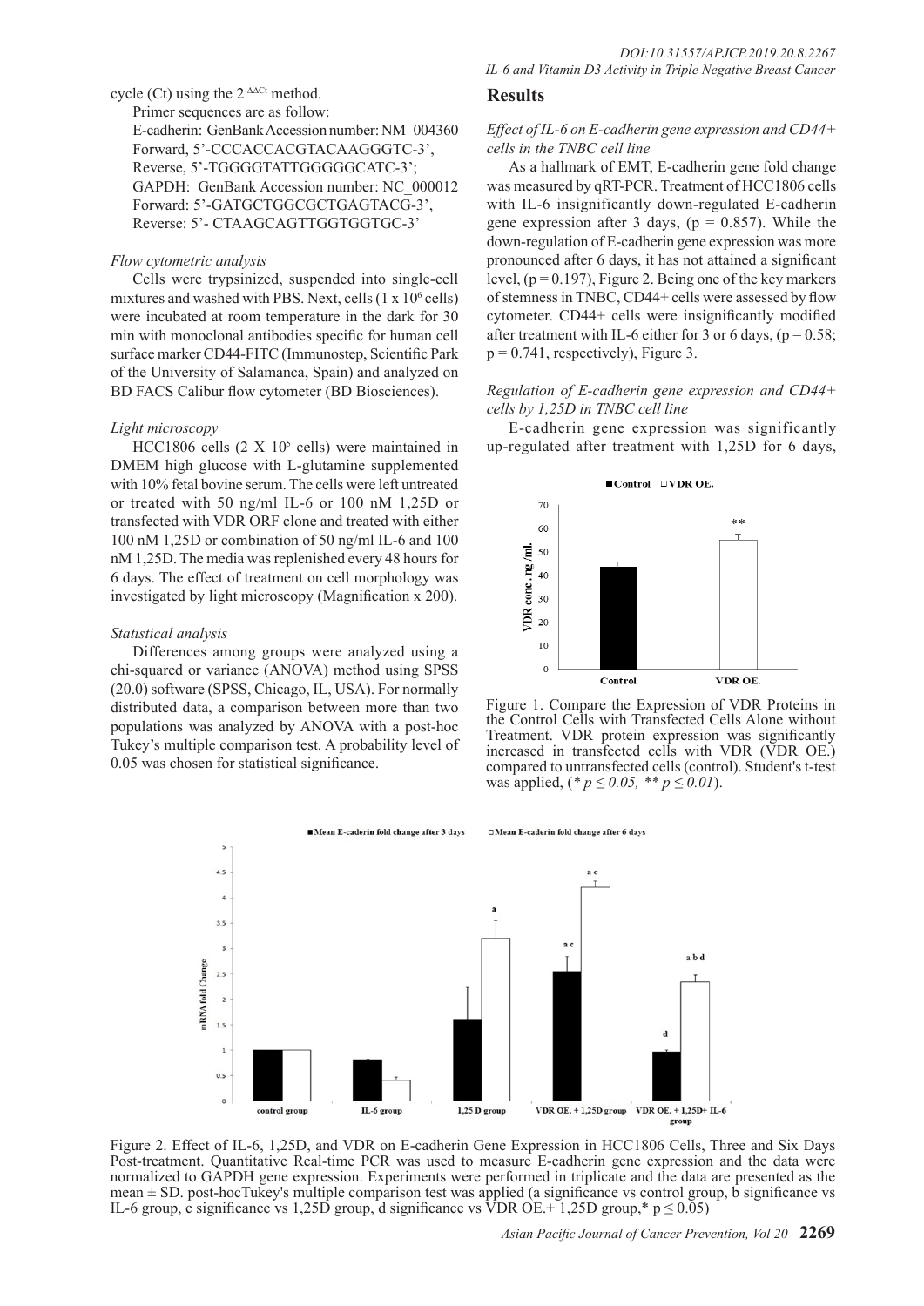cycle (Ct) using the $2^{-\Delta\Delta Ct}$ method.

Primer sequences are as follow:

E-cadherin: GenBank Accession number: NM_004360
Forward, 5'-CCCACCACGTACAAGGGTC-3',
Reverse, 5'-TGGGGTATTGGGGGCATC-3';
GAPDH: GenBank Accession number: NC_000012
Forward: 5'-GATGCTGGCGCTGAGTACG-3',
Reverse: 5'- CTAAGCAGTTGGTGGTGC-3'

*Flow cytometric analysis*

Cells were trypsinized, suspended into single-cell mixtures and washed with PBS. Next, cells ($1 \times 10^6$ cells) were incubated at room temperature in the dark for 30 min with monoclonal antibodies specific for human cell surface marker CD44-FITC (Immunostep, Scientific Park of the University of Salamanca, Spain) and analyzed on BD FACS Calibur flow cytometer (BD Biosciences).

*Light microscopy*

HCC1806 cells ($2 \times 10^5$ cells) were maintained in DMEM high glucose with L-glutamine supplemented with 10% fetal bovine serum. The cells were left untreated or treated with 50 ng/ml IL-6 or 100 nM 1,25D or transfected with VDR ORF clone and treated with either 100 nM 1,25D or combination of 50 ng/ml IL-6 and 100 nM 1,25D. The media was replenished every 48 hours for 6 days. The effect of treatment on cell morphology was investigated by light microscopy (Magnification x 200).

*Statistical analysis*

Differences among groups were analyzed using a chi-squared or variance (ANOVA) method using SPSS (20.0) software (SPSS, Chicago, IL, USA). For normally distributed data, a comparison between more than two populations was analyzed by ANOVA with a post-hoc Tukey's multiple comparison test. A probability level of 0.05 was chosen for statistical significance.

## Results

*Effect of IL-6 on E-cadherin gene expression and CD44+ cells in the TNBC cell line*

As a hallmark of EMT, E-cadherin gene fold change was measured by qRT-PCR. Treatment of HCC1806 cells with IL-6 insignificantly down-regulated E-cadherin gene expression after 3 days, ($p = 0.857$). While the down-regulation of E-cadherin gene expression was more pronounced after 6 days, it has not attained a significant level, ($p = 0.197$), Figure 2. Being one of the key markers of stemness in TNBC, CD44+ cells were assessed by flow cytometer. CD44+ cells were insignificantly modified after treatment with IL-6 either for 3 or 6 days, ($p = 0.58$; $p = 0.741$, respectively), Figure 3.

*Regulation of E-cadherin gene expression and CD44+ cells by 1,25D in TNBC cell line*

E-cadherin gene expression was significantly up-regulated after treatment with 1,25D for 6 days,

Figure 1. Compare the Expression of VDR Proteins in the Control Cells with Transfected Cells Alone without Treatment. VDR protein expression was significantly increased in transfected cells with VDR (VDR OE.) compared to untransfected cells (control). Student's t-test was applied, (* $p \leq 0.05$, ** $p \leq 0.01$).

Figure 2. Effect of IL-6, 1,25D, and VDR on E-cadherin Gene Expression in HCC1806 Cells, Three and Six Days Post-treatment. Quantitative Real-time PCR was used to measure E-cadherin gene expression and the data were normalized to GAPDH gene expression. Experiments were performed in triplicate and the data are presented as the mean ± SD. post-hocTukey's multiple comparison test was applied (a significance vs control group, b significance vs IL-6 group, c significance vs 1,25D group, d significance vs VDR OE.+ 1,25D group,* $p \leq 0.05$)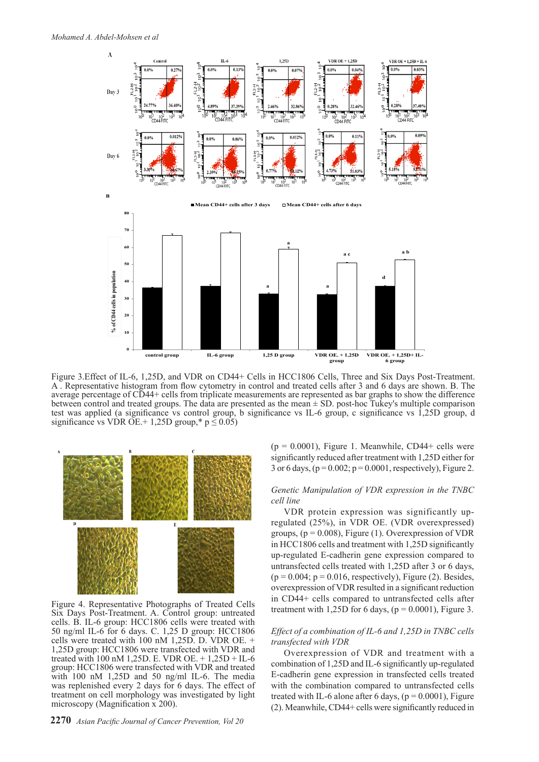Figure 3.Effect of IL-6, 1,25D, and VDR on CD44+ Cells in HCC1806 Cells, Three and Six Days Post-Treatment. A . Representative histogram from flow cytometry in control and treated cells after 3 and 6 days are shown. B. The average percentage of CD44+ cells from triplicate measurements are represented as bar graphs to show the difference between control and treated groups. The data are presented as the mean ± SD. post-hoc Tukey's multiple comparison test was applied (a significance vs control group, b significance vs IL-6 group, c significance vs 1,25D group, d significance vs VDR OE.+ 1,25D group,* p ≤ 0.05)

Figure 4. Representative Photographs of Treated Cells Six Days Post-Treatment. A. Control group: untreated cells. B. IL-6 group: HCC1806 cells were treated with 50 ng/ml IL-6 for 6 days. C. 1,25 D group: HCC1806 cells were treated with 100 nM 1,25D. D. VDR OE. + 1,25D group: HCC1806 were transfected with VDR and treated with 100 nM 1,25D. E. VDR OE. + 1,25D + IL-6 group: HCC1806 were transfected with VDR and treated with 100 nM 1,25D and 50 ng/ml IL-6. The media was replenished every 2 days for 6 days. The effect of treatment on cell morphology was investigated by light microscopy (Magnification x 200).

(p = 0.0001), Figure 1. Meanwhile, CD44+ cells were significantly reduced after treatment with 1,25D either for 3 or 6 days, (p = 0.002; p = 0.0001, respectively), Figure 2.

*Genetic Manipulation of VDR expression in the TNBC cell line*

VDR protein expression was significantly up-regulated (25%), in VDR OE. (VDR overexpressed) groups, (p = 0.008), Figure (1). Overexpression of VDR in HCC1806 cells and treatment with 1,25D significantly up-regulated E-cadherin gene expression compared to untransfected cells treated with 1,25D after 3 or 6 days, (p = 0.004; p = 0.016, respectively), Figure (2). Besides, overexpression of VDR resulted in a significant reduction in CD44+ cells compared to untransfected cells after treatment with 1,25D for 6 days, (p = 0.0001), Figure 3.

*Effect of a combination of IL-6, 1,25D in TNBC cells transfected with VDR*

Overexpression of VDR and treatment with a combination of 1,25D and IL-6 significantly up-regulated E-cadherin gene expression in transfected cells treated with the combination compared to untransfected cells treated with IL-6 alone after 6 days, (p = 0.0001), Figure (2). Meanwhile, CD44+ cells were significantly reduced in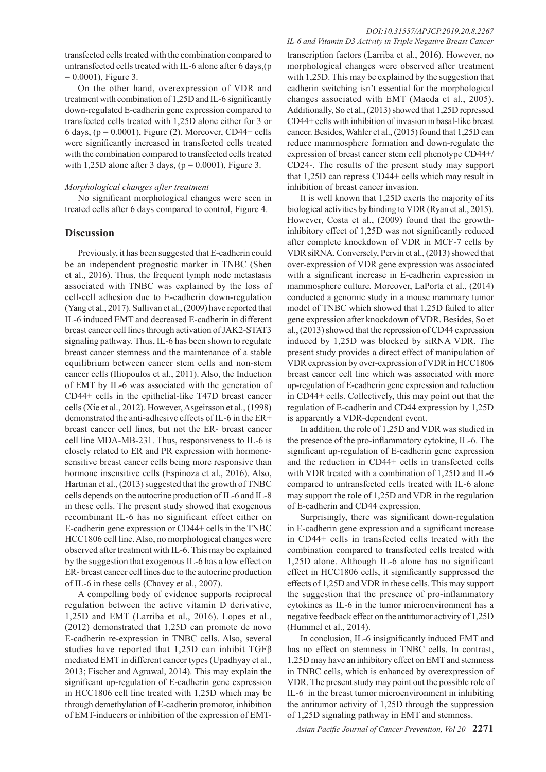transfected cells treated with the combination compared to untransfected cells treated with IL-6 alone after 6 days,($p = 0.0001$), Figure 3.

On the other hand, overexpression of VDR and treatment with combination of 1,25D and IL-6 significantly down-regulated E-cadherin gene expression compared to transfected cells treated with 1,25D alone either for 3 or 6 days, ($p = 0.0001$), Figure (2). Moreover, CD44+ cells were significantly increased in transfected cells treated with the combination compared to transfected cells treated with 1,25D alone after 3 days, ($p = 0.0001$), Figure 3.

*Morphological changes after treatment*

No significant morphological changes were seen in treated cells after 6 days compared to control, Figure 4.

## Discussion

Previously, it has been suggested that E-cadherin could be an independent prognostic marker in TNBC (Shen et al., 2016). Thus, the frequent lymph node metastasis associated with TNBC was explained by the loss of cell-cell adhesion due to E-cadherin down-regulation (Yang et al., 2017). Sullivan et al., (2009) have reported that IL-6 induced EMT and decreased E-cadherin in different breast cancer cell lines through activation of JAK2-STAT3 signaling pathway. Thus, IL-6 has been shown to regulate breast cancer stemness and the maintenance of a stable equilibrium between cancer stem cells and non-stem cancer cells (Iliopoulos et al., 2011). Also, the Induction of EMT by IL-6 was associated with the generation of CD44+ cells in the epithelial-like T47D breast cancer cells (Xie et al., 2012). However, Asgeirsson et al., (1998) demonstrated the anti-adhesive effects of IL-6 in the ER+ breast cancer cell lines, but not the ER- breast cancer cell line MDA-MB-231. Thus, responsiveness to IL-6 is closely related to ER and PR expression with hormone-sensitive breast cancer cells being more responsive than hormone insensitive cells (Espinoza et al., 2016). Also, Hartman et al., (2013) suggested that the growth of TNBC cells depends on the autocrine production of IL-6 and IL-8 in these cells. The present study showed that exogenous recombinant IL-6 has no significant effect either on E-cadherin gene expression or CD44+ cells in the TNBC HCC1806 cell line. Also, no morphological changes were observed after treatment with IL-6. This may be explained by the suggestion that exogenous IL-6 has a low effect on ER- breast cancer cell lines due to the autocrine production of IL-6 in these cells (Chavey et al., 2007).

A compelling body of evidence supports reciprocal regulation between the active vitamin D derivative, 1,25D and EMT (Larriba et al., 2016). Lopes et al., (2012) demonstrated that 1,25D can promote de novo E-cadherin re-expression in TNBC cells. Also, several studies have reported that 1,25D can inhibit TGFβ mediated EMT in different cancer types (Upadhyay et al., 2013; Fischer and Agrawal, 2014). This may explain the significant up-regulation of E-cadherin gene expression in HCC1806 cell line treated with 1,25D which may be through demethylation of E-cadherin promotor, inhibition of EMT-inducers or inhibition of the expression of EMT-transcription factors (Larriba et al., 2016). However, no morphological changes were observed after treatment with 1,25D. This may be explained by the suggestion that cadherin switching isn't essential for the morphological changes associated with EMT (Maeda et al., 2005). Additionally, So et al., (2013) showed that 1,25D repressed CD44+ cells with inhibition of invasion in basal-like breast cancer. Besides, Wahler et al., (2015) found that 1,25D can reduce mammosphere formation and down-regulate the expression of breast cancer stem cell phenotype CD44+/CD24-. The results of the present study may support that 1,25D can repress CD44+ cells which may result in inhibition of breast cancer invasion.

It is well known that 1,25D exerts the majority of its biological activities by binding to VDR (Ryan et al., 2015). However, Costa et al., (2009) found that the growth-inhibitory effect of 1,25D was not significantly reduced after complete knockdown of VDR in MCF-7 cells by VDR siRNA. Conversely, Pervin et al., (2013) showed that over-expression of VDR gene expression was associated with a significant increase in E-cadherin expression in mammosphere culture. Moreover, LaPorta et al., (2014) conducted a genomic study in a mouse mammary tumor model of TNBC which showed that 1,25D failed to alter gene expression after knockdown of VDR. Besides, So et al., (2013) showed that the repression of CD44 expression induced by 1,25D was blocked by siRNA VDR. The present study provides a direct effect of manipulation of VDR expression by over-expression of VDR in HCC1806 breast cancer cell line which was associated with more up-regulation of E-cadherin gene expression and reduction in CD44+ cells. Collectively, this may point out that the regulation of E-cadherin and CD44 expression by 1,25D is apparently a VDR-dependent event.

In addition, the role of 1,25D and VDR was studied in the presence of the pro-inflammatory cytokine, IL-6. The significant up-regulation of E-cadherin gene expression and the reduction in CD44+ cells in transfected cells with VDR treated with a combination of 1,25D and IL-6 compared to untransfected cells treated with IL-6 alone may support the role of 1,25D and VDR in the regulation of E-cadherin and CD44 expression.

Surprisingly, there was significant down-regulation in E-cadherin gene expression and a significant increase in CD44+ cells in transfected cells treated with the combination compared to transfected cells treated with 1,25D alone. Although IL-6 alone has no significant effect in HCC1806 cells, it significantly suppressed the effects of 1,25D and VDR in these cells. This may support the suggestion that the presence of pro-inflammatory cytokines as IL-6 in the tumor microenvironment has a negative feedback effect on the antitumor activity of 1,25D (Hummel et al., 2014).

In conclusion, IL-6 insignificantly induced EMT and has no effect on stemness in TNBC cells. In contrast, 1,25D may have an inhibitory effect on EMT and stemness in TNBC cells, which is enhanced by overexpression of VDR. The present study may point out the possible role of IL-6 in the breast tumor microenvironment in inhibiting the antitumor activity of 1,25D through the suppression of 1,25D signaling pathway in EMT and stemness.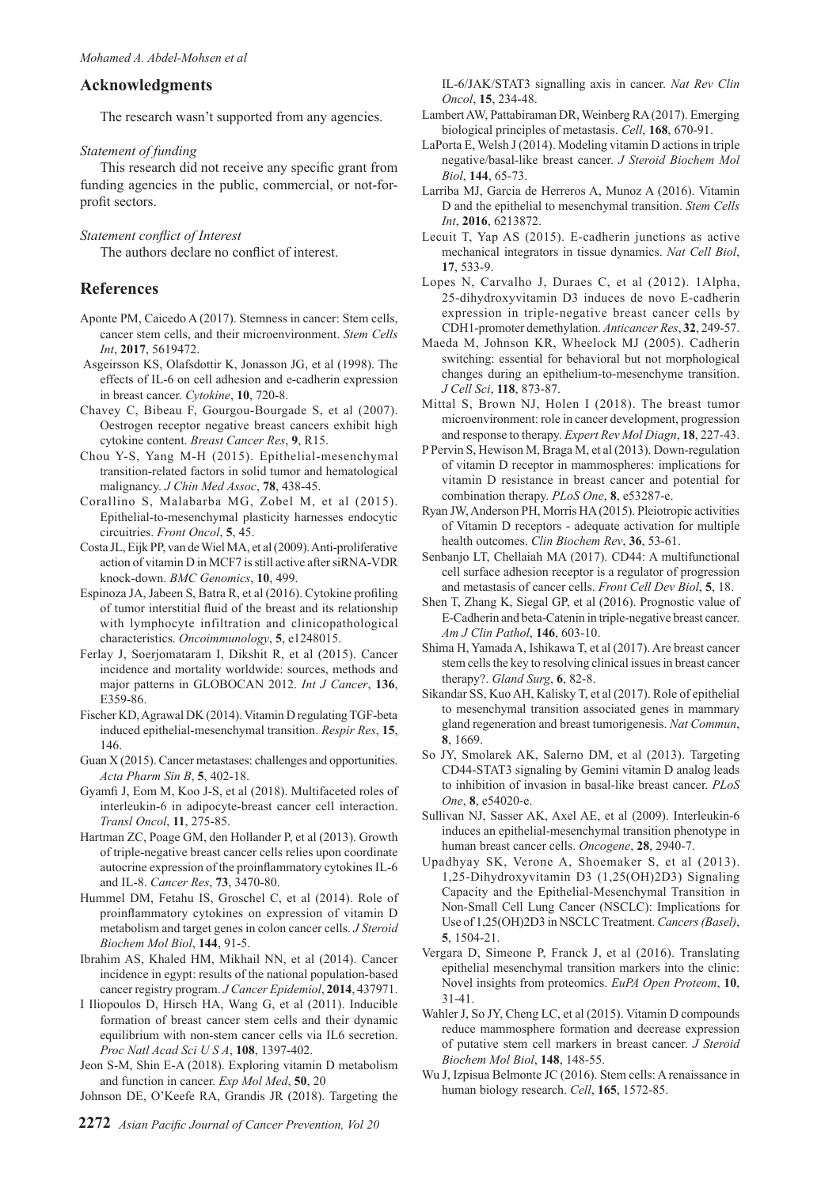## Acknowledgments

The research wasn't supported from any agencies.

*Statement of funding*

This research did not receive any specific grant from funding agencies in the public, commercial, or not-for-profit sectors.

*Statement conflict of Interest*

The authors declare no conflict of interest.

## References

Aponte PM, Caicedo A (2017). Stemness in cancer: Stem cells, cancer stem cells, and their microenvironment. *Stem Cells Int*, **2017**, 5619472.

Asgeirsson KS, Olafsdottir K, Jonasson JG, et al (1998). The effects of IL-6 on cell adhesion and e-cadherin expression in breast cancer. *Cytokine*, **10**, 720-8.

Chavey C, Bibeau F, Gourgou-Bourgade S, et al (2007). Oestrogen receptor negative breast cancers exhibit high cytokine content. *Breast Cancer Res*, **9**, R15.

Chou Y-S, Yang M-H (2015). Epithelial-mesenchymal transition-related factors in solid tumor and hematological malignancy. *J Chin Med Assoc*, **78**, 438-45.

Corallino S, Malabarba MG, Zobel M, et al (2015). Epithelial-to-mesenchymal plasticity harnesses endocytic circuitries. *Front Oncol*, **5**, 45.

Costa JL, Eijk PP, van de Wiel MA, et al (2009). Anti-proliferative action of vitamin D in MCF7 is still active after siRNA-VDR knock-down. *BMC Genomics*, **10**, 499.

Espinoza JA, Jabeen S, Batra R, et al (2016). Cytokine profiling of tumor interstitial fluid of the breast and its relationship with lymphocyte infiltration and clinicopathological characteristics. *Oncoimmunology*, **5**, e1248015.

Ferlay J, Soerjomataram I, Dikshit R, et al (2015). Cancer incidence and mortality worldwide: sources, methods and major patterns in GLOBOCAN 2012. *Int J Cancer*, **136**, E359-86.

Fischer KD, Agrawal DK (2014). Vitamin D regulating TGF-beta induced epithelial-mesenchymal transition. *Respir Res*, **15**, 146.

Guan X (2015). Cancer metastases: challenges and opportunities. *Acta Pharm Sin B*, **5**, 402-18.

Gyamfi J, Eom M, Koo J-S, et al (2018). Multifaceted roles of interleukin-6 in adipocyte-breast cancer cell interaction. *Transl Oncol*, **11**, 275-85.

Hartman ZC, Poage GM, den Hollander P, et al (2013). Growth of triple-negative breast cancer cells relies upon coordinate autocrine expression of the proinflammatory cytokines IL-6 and IL-8. *Cancer Res*, **73**, 3470-80.

Hummel DM, Fetahu IS, Groschel C, et al (2014). Role of proinflammatory cytokines on expression of vitamin D metabolism and target genes in colon cancer cells. *J Steroid Biochem Mol Biol*, **144**, 91-5.

Ibrahim AS, Khaled HM, Mikhail NN, et al (2014). Cancer incidence in egypt: results of the national population-based cancer registry program. *J Cancer Epidemiol*, **2014**, 437971.

I Iliopoulos D, Hirsch HA, Wang G, et al (2011). Inducible formation of breast cancer stem cells and their dynamic equilibrium with non-stem cancer cells via IL6 secretion. *Proc Natl Acad Sci U S A*, **108**, 1397-402.

Jeon S-M, Shin E-A (2018). Exploring vitamin D metabolism and function in cancer. *Exp Mol Med*, **50**, 20

Johnson DE, O'Keefe RA, Grandis JR (2018). Targeting the IL-6/JAK/STAT3 signalling axis in cancer. *Nat Rev Clin Oncol*, **15**, 234-48.

Lambert AW, Pattabiraman DR, Weinberg RA (2017). Emerging biological principles of metastasis. *Cell*, **168**, 670-91.

LaPorta E, Welsh J (2014). Modeling vitamin D actions in triple negative/basal-like breast cancer. *J Steroid Biochem Mol Biol*, **144**, 65-73.

Larriba MJ, Garcia de Herreros A, Munoz A (2016). Vitamin D and the epithelial to mesenchymal transition. *Stem Cells Int*, **2016**, 6213872.

Lecuit T, Yap AS (2015). E-cadherin junctions as active mechanical integrators in tissue dynamics. *Nat Cell Biol*, **17**, 533-9.

Lopes N, Carvalho J, Duraes C, et al (2012). 1Alpha, 25-dihydroxyvitamin D3 induces de novo E-cadherin expression in triple-negative breast cancer cells by CDH1-promoter demethylation. *Anticancer Res*, **32**, 249-57.

Maeda M, Johnson KR, Wheelock MJ (2005). Cadherin switching: essential for behavioral but not morphological changes during an epithelium-to-mesenchyme transition. *J Cell Sci*, **118**, 873-87.

Mittal S, Brown NJ, Holen I (2018). The breast tumor microenvironment: role in cancer development, progression and response to therapy. *Expert Rev Mol Diagn*, **18**, 227-43.

P Pervin S, Hewison M, Braga M, et al (2013). Down-regulation of vitamin D receptor in mammospheres: implications for vitamin D resistance in breast cancer and potential for combination therapy. *PLoS One*, **8**, e53287-e.

Ryan JW, Anderson PH, Morris HA (2015). Pleiotropic activities of Vitamin D receptors - adequate activation for multiple health outcomes. *Clin Biochem Rev*, **36**, 53-61.

Senbanjo LT, Chellaiah MA (2017). CD44: A multifunctional cell surface adhesion receptor is a regulator of progression and metastasis of cancer cells. *Front Cell Dev Biol*, **5**, 18.

Shen T, Zhang K, Siegal GP, et al (2016). Prognostic value of E-Cadherin and beta-Catenin in triple-negative breast cancer. *Am J Clin Pathol*, **146**, 603-10.

Shima H, Yamada A, Ishikawa T, et al (2017). Are breast cancer stem cells the key to resolving clinical issues in breast cancer therapy?. *Gland Surg*, **6**, 82-8.

Sikandar SS, Kuo AH, Kalisky T, et al (2017). Role of epithelial to mesenchymal transition associated genes in mammary gland regeneration and breast tumorigenesis. *Nat Commun*, **8**, 1669.

So JY, Smolarek AK, Salerno DM, et al (2013). Targeting CD44-STAT3 signaling by Gemini vitamin D analog leads to inhibition of invasion in basal-like breast cancer. *PLoS One*, **8**, e54020-e.

Sullivan NJ, Sasser AK, Axel AE, et al (2009). Interleukin-6 induces an epithelial-mesenchymal transition phenotype in human breast cancer cells. *Oncogene*, **28**, 2940-7.

Upadhyay SK, Verone A, Shoemaker S, et al (2013). 1,25-Dihydroxyvitamin D3 (1,25(OH)2D3) Signaling Capacity and the Epithelial-Mesenchymal Transition in Non-Small Cell Lung Cancer (NSCLC): Implications for Use of 1,25(OH)2D3 in NSCLC Treatment. *Cancers (Basel)*, **5**, 1504-21.

Vergara D, Simeone P, Franck J, et al (2016). Translating epithelial mesenchymal transition markers into the clinic: Novel insights from proteomics. *EuPA Open Proteom*, **10**, 31-41.

Wahler J, So JY, Cheng LC, et al (2015). Vitamin D compounds reduce mammosphere formation and decrease expression of putative stem cell markers in breast cancer. *J Steroid Biochem Mol Biol*, **148**, 148-55.

Wu J, Izpisua Belmonte JC (2016). Stem cells: A renaissance in human biology research. *Cell*, **165**, 1572-85.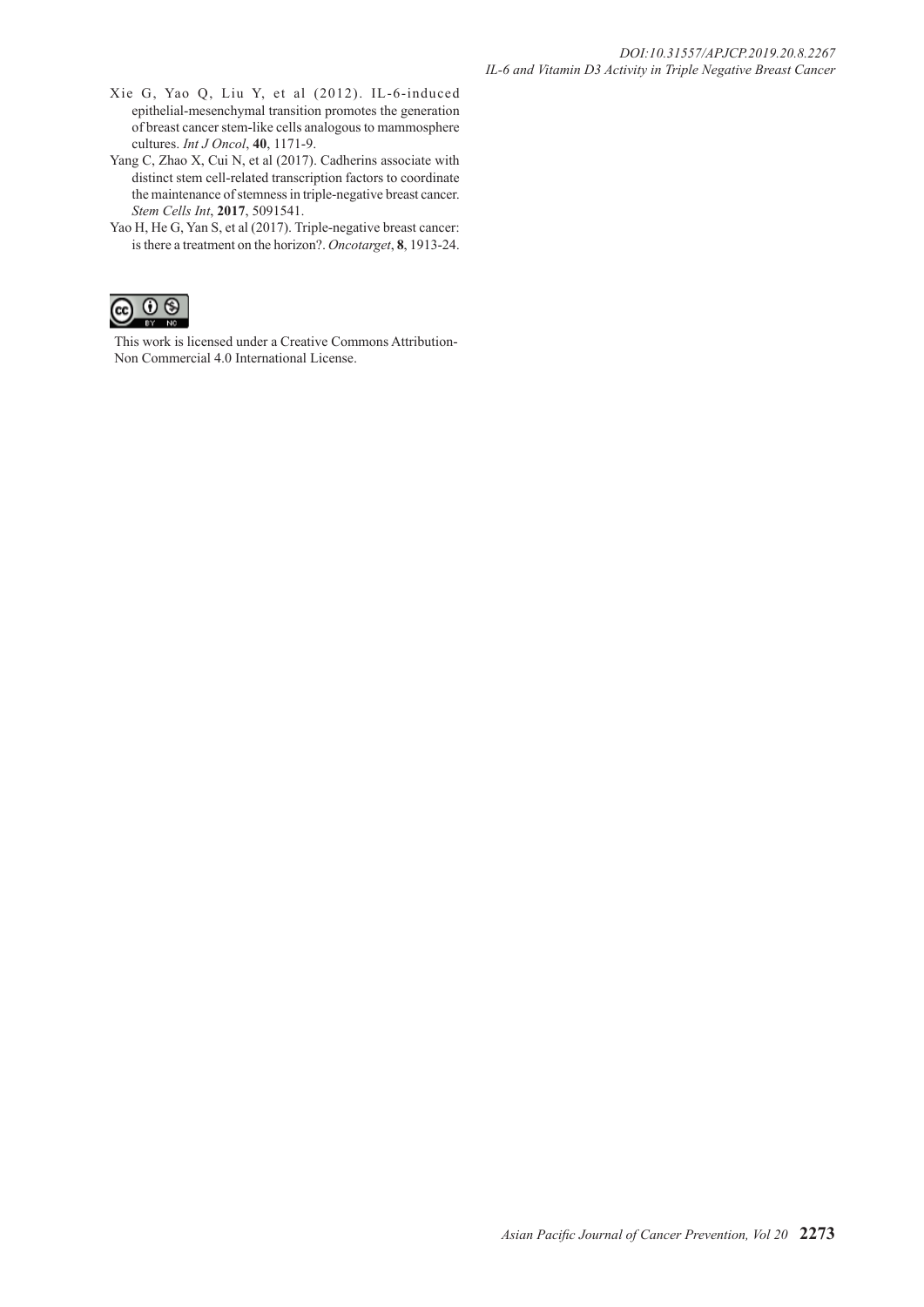Xie G, Yao Q, Liu Y, et al (2012). IL-6-induced epithelial-mesenchymal transition promotes the generation of breast cancer stem-like cells analogous to mammosphere cultures. *Int J Oncol*, **40**, 1171-9.

Yang C, Zhao X, Cui N, et al (2017). Cadherins associate with distinct stem cell-related transcription factors to coordinate the maintenance of stemness in triple-negative breast cancer. *Stem Cells Int*, **2017**, 5091541.

Yao H, He G, Yan S, et al (2017). Triple-negative breast cancer: is there a treatment on the horizon?. *Oncotarget*, **8**, 1913-24.

This work is licensed under a Creative Commons Attribution-Non Commercial 4.0 International License.